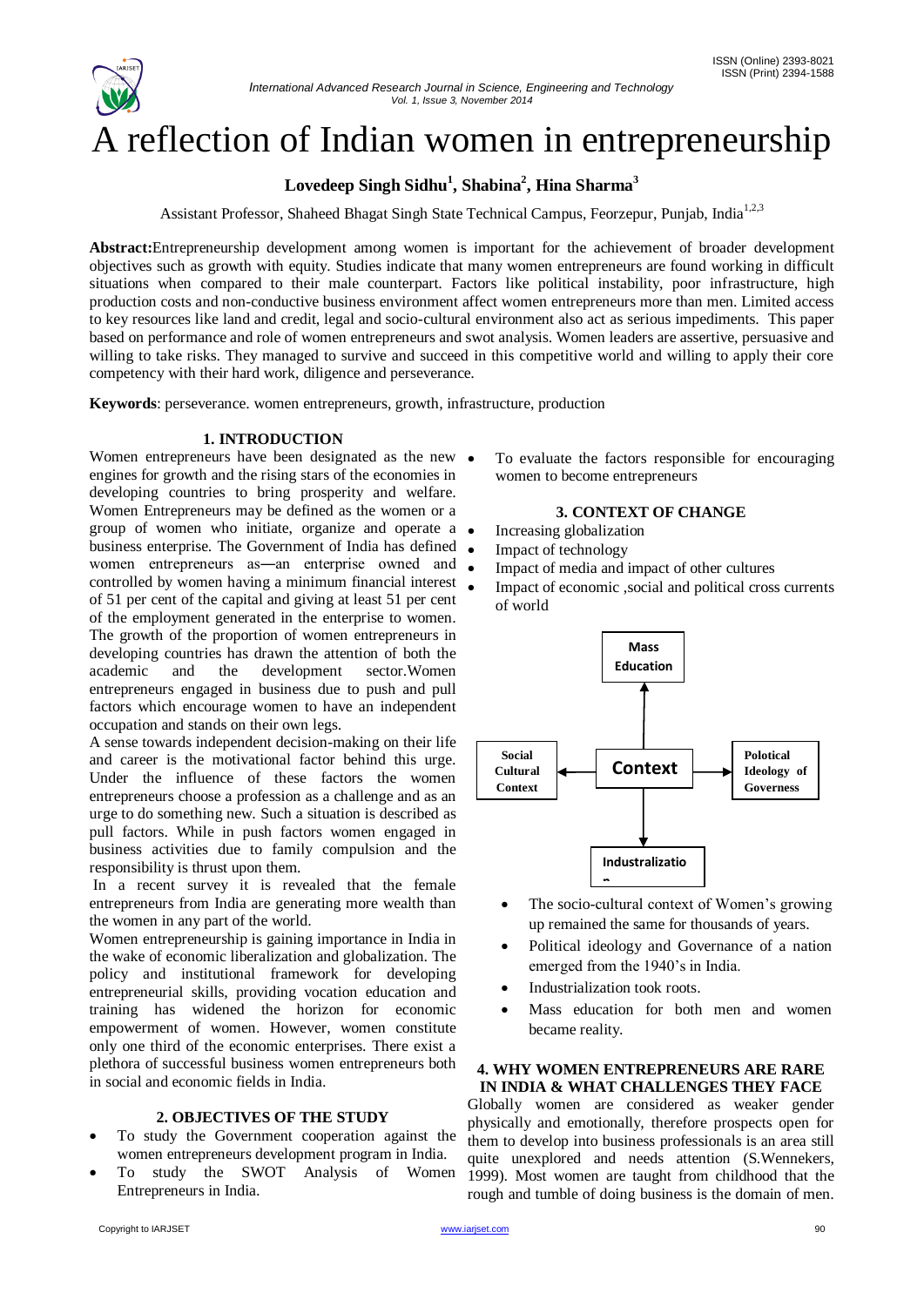# A reflection of Indian women in entrepreneurship

**Lovedeep Singh Sidhu[1], Shabina[2], Hina Sharma[3]**

Assistant Professor, Shaheed Bhagat Singh State Technical Campus, Feorzepur, Punjab, India[1,2,3]

**Abstract:**Entrepreneurship development among women is important for the achievement of broader development objectives such as growth with equity. Studies indicate that many women entrepreneurs are found working in difficult situations when compared to their male counterpart. Factors like political instability, poor infrastructure, high production costs and non-conductive business environment affect women entrepreneurs more than men. Limited access to key resources like land and credit, legal and socio-cultural environment also act as serious impediments. This paper based on performance and role of women entrepreneurs and swot analysis. Women leaders are assertive, persuasive and willing to take risks. They managed to survive and succeed in this competitive world and willing to apply their core competency with their hard work, diligence and perseverance.

**Keywords**: perseverance. women entrepreneurs, growth, infrastructure, production

## 1. INTRODUCTION

Women entrepreneurs have been designated as the new engines for growth and the rising stars of the economies in developing countries to bring prosperity and welfare. Women Entrepreneurs may be defined as the women or a group of women who initiate, organize and operate a business enterprise. The Government of India has defined women entrepreneurs as—an enterprise owned and controlled by women having a minimum financial interest of 51 per cent of the capital and giving at least 51 per cent of the employment generated in the enterprise to women. The growth of the proportion of women entrepreneurs in developing countries has drawn the attention of both the academic and the development sector.Women entrepreneurs engaged in business due to push and pull factors which encourage women to have an independent occupation and stands on their own legs.

A sense towards independent decision-making on their life and career is the motivational factor behind this urge. Under the influence of these factors the women entrepreneurs choose a profession as a challenge and as an urge to do something new. Such a situation is described as pull factors. While in push factors women engaged in business activities due to family compulsion and the responsibility is thrust upon them.

In a recent survey it is revealed that the female entrepreneurs from India are generating more wealth than the women in any part of the world.

Women entrepreneurship is gaining importance in India in the wake of economic liberalization and globalization. The policy and institutional framework for developing entrepreneurial skills, providing vocation education and training has widened the horizon for economic empowerment of women. However, women constitute only one third of the economic enterprises. There exist a plethora of successful business women entrepreneurs both in social and economic fields in India.

## 2. OBJECTIVES OF THE STUDY

- To study the Government cooperation against the women entrepreneurs development program in India.
- To study the SWOT Analysis of Women Entrepreneurs in India.
- To evaluate the factors responsible for encouraging women to become entrepreneurs

## 3. CONTEXT OF CHANGE

- Increasing globalization
- Impact of technology
- Impact of media and impact of other cultures
- Impact of economic ,social and political cross currents of world

Mass Education

Social Cultural Context ← Context → Polotical Ideology of Governess

Industralizatio n

- The socio-cultural context of Women's growing up remained the same for thousands of years.
- Political ideology and Governance of a nation emerged from the 1940's in India.
- Industrialization took roots.
- Mass education for both men and women became reality.

## 4. WHY WOMEN ENTREPRENEURS ARE RARE IN INDIA & WHAT CHALLENGES THEY FACE

Globally women are considered as weaker gender physically and emotionally, therefore prospects open for them to develop into business professionals is an area still quite unexplored and needs attention (S.Wennekers, 1999). Most women are taught from childhood that the rough and tumble of doing business is the domain of men.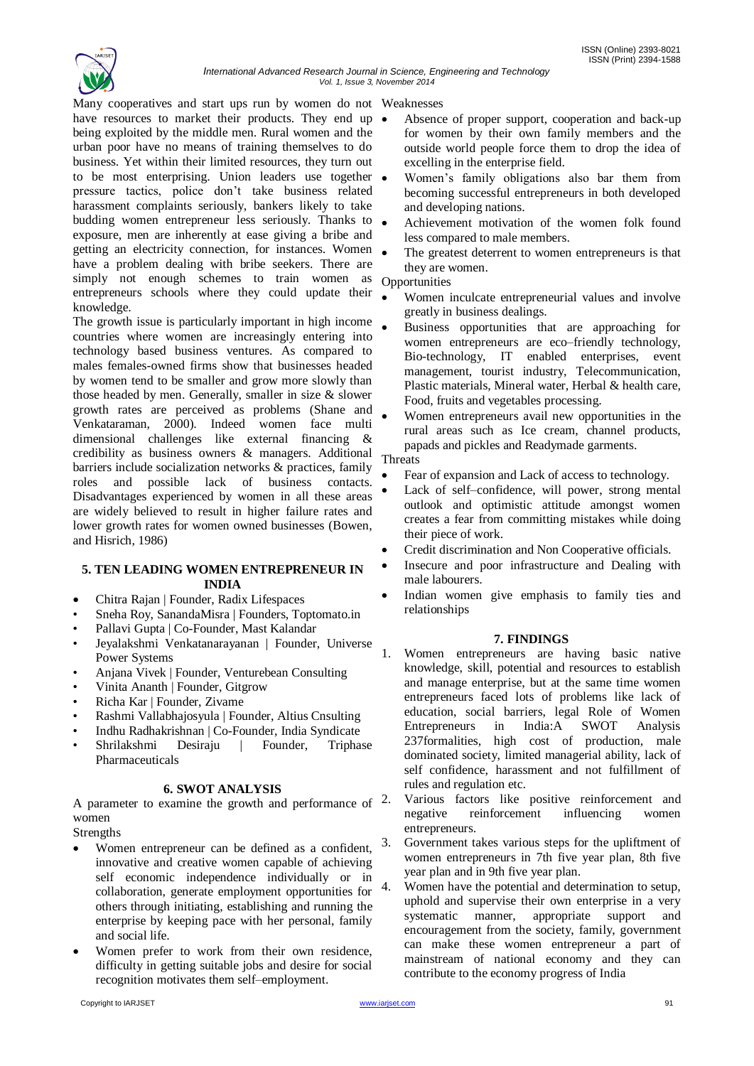Many cooperatives and start ups run by women do not have resources to market their products. They end up being exploited by the middle men. Rural women and the urban poor have no means of training themselves to do business. Yet within their limited resources, they turn out to be most enterprising. Union leaders use together pressure tactics, police don't take business related harassment complaints seriously, bankers likely to take budding women entrepreneur less seriously. Thanks to exposure, men are inherently at ease giving a bribe and getting an electricity connection, for instances. Women have a problem dealing with bribe seekers. There are simply not enough schemes to train women as entrepreneurs schools where they could update their knowledge.

The growth issue is particularly important in high income countries where women are increasingly entering into technology based business ventures. As compared to males females-owned firms show that businesses headed by women tend to be smaller and grow more slowly than those headed by men. Generally, smaller in size & slower growth rates are perceived as problems (Shane and Venkataraman, 2000). Indeed women face multi dimensional challenges like external financing & credibility as business owners & managers. Additional barriers include socialization networks & practices, family roles and possible lack of business contacts. Disadvantages experienced by women in all these areas are widely believed to result in higher failure rates and lower growth rates for women owned businesses (Bowen, and Hisrich, 1986)

## 5. TEN LEADING WOMEN ENTREPRENEUR IN INDIA

- Chitra Rajan | Founder, Radix Lifespaces
- Sneha Roy, SanandaMisra | Founders, Toptomato.in
- Pallavi Gupta | Co-Founder, Mast Kalandar
- Jeyalakshmi Venkatanarayanan | Founder, Universe Power Systems
- Anjana Vivek | Founder, Venturebean Consulting
- Vinita Ananth | Founder, Gitgrow
- Richa Kar | Founder, Zivame
- Rashmi Vallabhajosyula | Founder, Altius Cnsulting
- Indhu Radhakrishnan | Co-Founder, India Syndicate
- Shrilakshmi Desiraju | Founder, Triphase Pharmaceuticals

## 6. SWOT ANALYSIS

A parameter to examine the growth and performance of women

Strengths

- Women entrepreneur can be defined as a confident, innovative and creative women capable of achieving self economic independence individually or in collaboration, generate employment opportunities for others through initiating, establishing and running the enterprise by keeping pace with her personal, family and social life.
- Women prefer to work from their own residence, difficulty in getting suitable jobs and desire for social recognition motivates them self–employment.

Weaknesses

- Absence of proper support, cooperation and back-up for women by their own family members and the outside world people force them to drop the idea of excelling in the enterprise field.
- Women's family obligations also bar them from becoming successful entrepreneurs in both developed and developing nations.
- Achievement motivation of the women folk found less compared to male members.
- The greatest deterrent to women entrepreneurs is that they are women.

Opportunities

- Women inculcate entrepreneurial values and involve greatly in business dealings.
- Business opportunities that are approaching for women entrepreneurs are eco–friendly technology, Bio-technology, IT enabled enterprises, event management, tourist industry, Telecommunication, Plastic materials, Mineral water, Herbal & health care, Food, fruits and vegetables processing.
- Women entrepreneurs avail new opportunities in the rural areas such as Ice cream, channel products, papads and pickles and Readymade garments.

Threats

- Fear of expansion and Lack of access to technology.
- Lack of self–confidence, will power, strong mental outlook and optimistic attitude amongst women creates a fear from committing mistakes while doing their piece of work.
- Credit discrimination and Non Cooperative officials.
- Insecure and poor infrastructure and Dealing with male labourers.
- Indian women give emphasis to family ties and relationships

## 7. FINDINGS

1. Women entrepreneurs are having basic native knowledge, skill, potential and resources to establish and manage enterprise, but at the same time women entrepreneurs faced lots of problems like lack of education, social barriers, legal Role of Women Entrepreneurs in India:A SWOT Analysis 237formalities, high cost of production, male dominated society, limited managerial ability, lack of self confidence, harassment and not fulfillment of rules and regulation etc.
2. Various factors like positive reinforcement and negative reinforcement influencing women entrepreneurs.
3. Government takes various steps for the upliftment of women entrepreneurs in 7th five year plan, 8th five year plan and in 9th five year plan.
4. Women have the potential and determination to setup, uphold and supervise their own enterprise in a very systematic manner, appropriate support and encouragement from the society, family, government can make these women entrepreneur a part of mainstream of national economy and they can contribute to the economy progress of India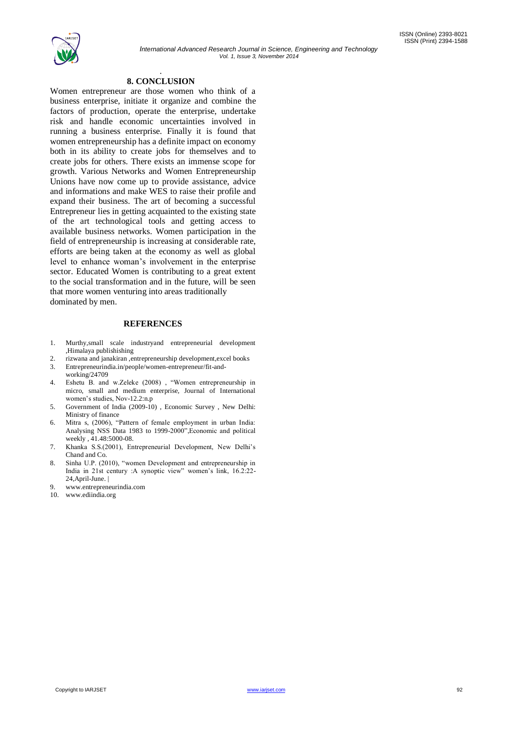## 8. CONCLUSION

Women entrepreneur are those women who think of a business enterprise, initiate it organize and combine the factors of production, operate the enterprise, undertake risk and handle economic uncertainties involved in running a business enterprise. Finally it is found that women entrepreneurship has a definite impact on economy both in its ability to create jobs for themselves and to create jobs for others. There exists an immense scope for growth. Various Networks and Women Entrepreneurship Unions have now come up to provide assistance, advice and informations and make WES to raise their profile and expand their business. The art of becoming a successful Entrepreneur lies in getting acquainted to the existing state of the art technological tools and getting access to available business networks. Women participation in the field of entrepreneurship is increasing at considerable rate, efforts are being taken at the economy as well as global level to enhance woman's involvement in the enterprise sector. Educated Women is contributing to a great extent to the social transformation and in the future, will be seen that more women venturing into areas traditionally dominated by men.

## REFERENCES

1. Murthy,small scale industryand entrepreneurial development ,Himalaya publishishing
2. rizwana and janakiran ,entrepreneurship development,excel books
3. Entrepreneurindia.in/people/women-entrepreneur/fit-and-working/24709
4. Eshetu B. and w.Zeleke (2008) , "Women entrepreneurship in micro, small and medium enterprise, Journal of International women's studies, Nov-12.2:n.p
5. Government of India (2009-10) , Economic Survey , New Delhi: Ministry of finance
6. Mitra s, (2006), "Pattern of female employment in urban India: Analysing NSS Data 1983 to 1999-2000",Economic and political weekly , 41.48:5000-08.
7. Khanka S.S.(2001), Entrepreneurial Development, New Delhi's Chand and Co.
8. Sinha U.P. (2010), "women Development and entrepreneurship in India in 21st century :A synoptic view" women's link, 16.2:22-24,April-June. |
9. www.entrepreneurindia.com
10. www.ediindia.org